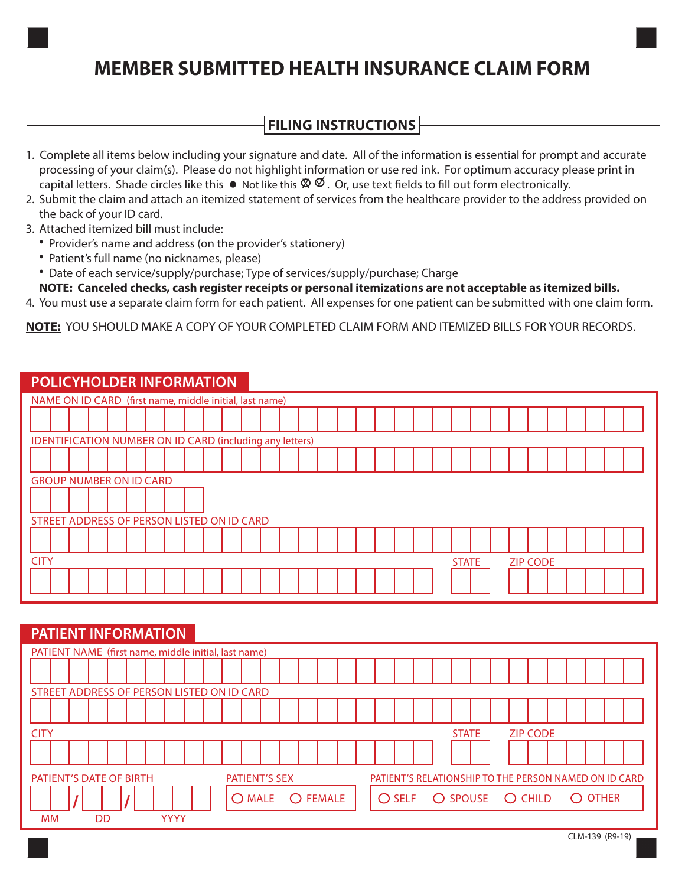# MEMBER SUBMITTED HEALTH INSURANCE CLAIM FORM

## FILING INSTRUCTIONS

1. Complete all items below including your signature and date. All of the information is essential for prompt and accurate processing of your claim(s). Please do not highlight information or use red ink. For optimum accuracy please print in capital letters. Shade circles like this ● Not like this ⊗ ⊘. Or, use text fields to fill out form electronically.
2. Submit the claim and attach an itemized statement of services from the healthcare provider to the address provided on the back of your ID card.
3. Attached itemized bill must include:
   - Provider's name and address (on the provider's stationery)
   - Patient's full name (no nicknames, please)
   - Date of each service/supply/purchase; Type of services/supply/purchase; Charge

   **NOTE: Canceled checks, cash register receipts or personal itemizations are not acceptable as itemized bills.**
4. You must use a separate claim form for each patient. All expenses for one patient can be submitted with one claim form.

**NOTE:** YOU SHOULD MAKE A COPY OF YOUR COMPLETED CLAIM FORM AND ITEMIZED BILLS FOR YOUR RECORDS.

## POLICYHOLDER INFORMATION

NAME ON ID CARD (first name, middle initial, last name)

IDENTIFICATION NUMBER ON ID CARD (including any letters)

GROUP NUMBER ON ID CARD

STREET ADDRESS OF PERSON LISTED ON ID CARD

CITY | STATE | ZIP CODE

## PATIENT INFORMATION

PATIENT NAME (first name, middle initial, last name)

STREET ADDRESS OF PERSON LISTED ON ID CARD

CITY | STATE | ZIP CODE

PATIENT'S DATE OF BIRTH: MM / DD / YYYY

PATIENT'S SEX: ○ MALE ○ FEMALE

PATIENT'S RELATIONSHIP TO THE PERSON NAMED ON ID CARD: ○ SELF ○ SPOUSE ○ CHILD ○ OTHER

CLM-139 (R9-19)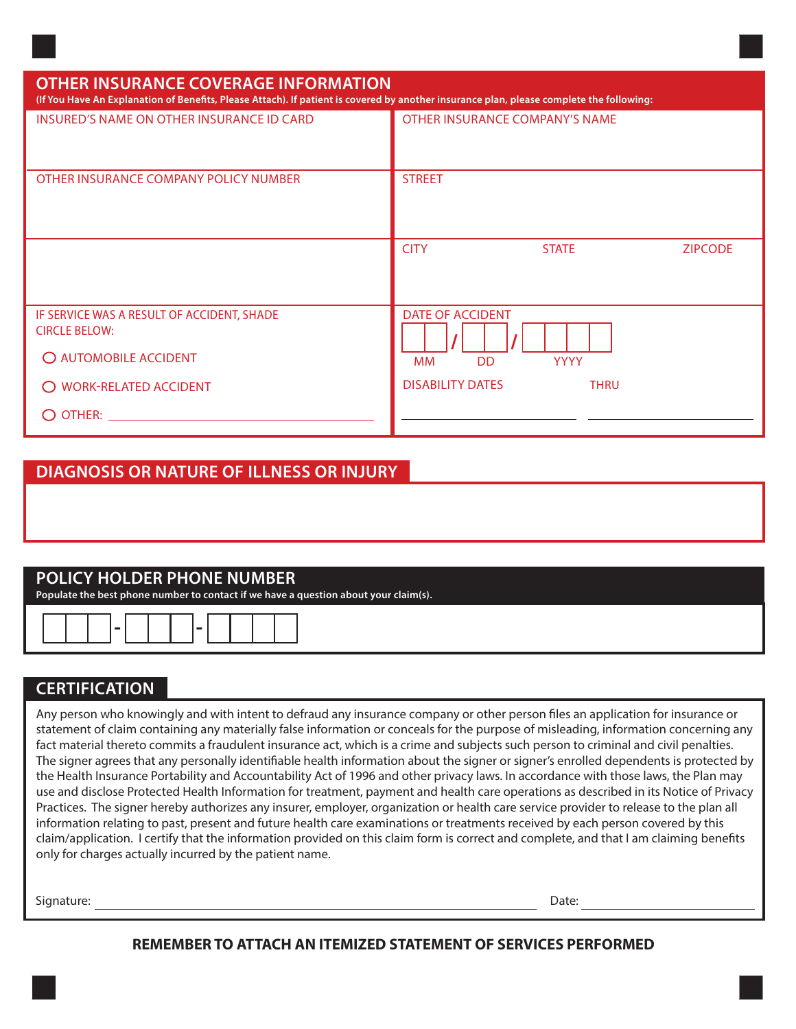## OTHER INSURANCE COVERAGE INFORMATION

**(If You Have An Explanation of Benefits, Please Attach). If patient is covered by another insurance plan, please complete the following:**

| | |
|---|---|
| INSURED'S NAME ON OTHER INSURANCE ID CARD | OTHER INSURANCE COMPANY'S NAME |
| OTHER INSURANCE COMPANY POLICY NUMBER | STREET |
| | CITY STATE ZIPCODE |
| IF SERVICE WAS A RESULT OF ACCIDENT, SHADE CIRCLE BELOW: ○ AUTOMOBILE ACCIDENT ○ WORK-RELATED ACCIDENT ○ OTHER: ______ | DATE OF ACCIDENT __ __ / __ __ / __ __ __ __ (MM DD YYYY) DISABILITY DATES ______ THRU ______ |

## DIAGNOSIS OR NATURE OF ILLNESS OR INJURY

## POLICY HOLDER PHONE NUMBER

**Populate the best phone number to contact if we have a question about your claim(s).**

__ __ __ - __ __ __ - __ __ __ __

## CERTIFICATION

Any person who knowingly and with intent to defraud any insurance company or other person files an application for insurance or statement of claim containing any materially false information or conceals for the purpose of misleading, information concerning any fact material thereto commits a fraudulent insurance act, which is a crime and subjects such person to criminal and civil penalties. The signer agrees that any personally identifiable health information about the signer or signer's enrolled dependents is protected by the Health Insurance Portability and Accountability Act of 1996 and other privacy laws. In accordance with those laws, the Plan may use and disclose Protected Health Information for treatment, payment and health care operations as described in its Notice of Privacy Practices. The signer hereby authorizes any insurer, employer, organization or health care service provider to release to the plan all information relating to past, present and future health care examinations or treatments received by each person covered by this claim/application. I certify that the information provided on this claim form is correct and complete, and that I am claiming benefits only for charges actually incurred by the patient name.

Signature: ______________________ Date: ______________

**REMEMBER TO ATTACH AN ITEMIZED STATEMENT OF SERVICES PERFORMED**